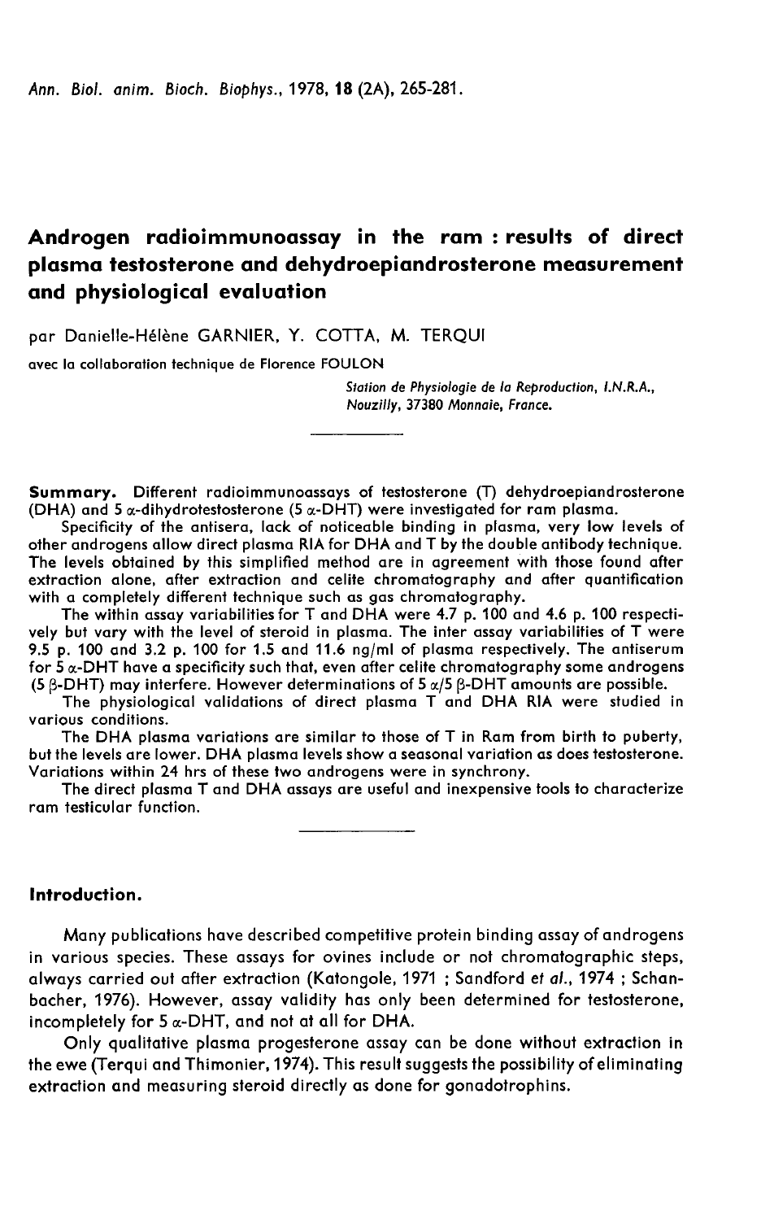# Androgen radioimmunoassay in the ram : results of direct plasma testosterone and dehydroepiandrosterone measurement and physiological evaluation

par Danielle-Hélène GARNIER, Y. COTTA, M. TERQUI

avec la collaboration technique de Florence FOULON

*Station de Physiologie de la Reproduction, I.N.R.A., Nouzilly, 37380 Monnaie, France.*

**Summary.** Different radioimmunoassays of testosterone (T) dehydroepiandrosterone (DHA) and 5 $\alpha$-dihydrotestosterone (5 $\alpha$-DHT) were investigated for ram plasma.

Specificity of the antisera, lack of noticeable binding in plasma, very low levels of other androgens allow direct plasma RIA for DHA and T by the double antibody technique. The levels obtained by this simplified method are in agreement with those found after extraction alone, after extraction and celite chromatography and after quantification with a completely different technique such as gas chromatography.

The within assay variabilities for T and DHA were 4.7 p. 100 and 4.6 p. 100 respectively but vary with the level of steroid in plasma. The inter assay variabilities of T were 9.5 p. 100 and 3.2 p. 100 for 1.5 and 11.6 ng/ml of plasma respectively. The antiserum for 5 $\alpha$-DHT have a specificity such that, even after celite chromatography some androgens (5 $\beta$-DHT) may interfere. However determinations of 5 $\alpha$/5 $\beta$-DHT amounts are possible.

The physiological validations of direct plasma T and DHA RIA were studied in various conditions.

The DHA plasma variations are similar to those of T in Ram from birth to puberty, but the levels are lower. DHA plasma levels show a seasonal variation as does testosterone. Variations within 24 hrs of these two androgens were in synchrony.

The direct plasma T and DHA assays are useful and inexpensive tools to characterize ram testicular function.

## Introduction.

Many publications have described competitive protein binding assay of androgens in various species. These assays for ovines include or not chromatographic steps, always carried out after extraction (Katongole, 1971 ; Sandford *et al.*, 1974 ; Schanbacher, 1976). However, assay validity has only been determined for testosterone, incompletely for 5 $\alpha$-DHT, and not at all for DHA.

Only qualitative plasma progesterone assay can be done without extraction in the ewe (Terqui and Thimonier, 1974). This result suggests the possibility of eliminating extraction and measuring steroid directly as done for gonadotrophins.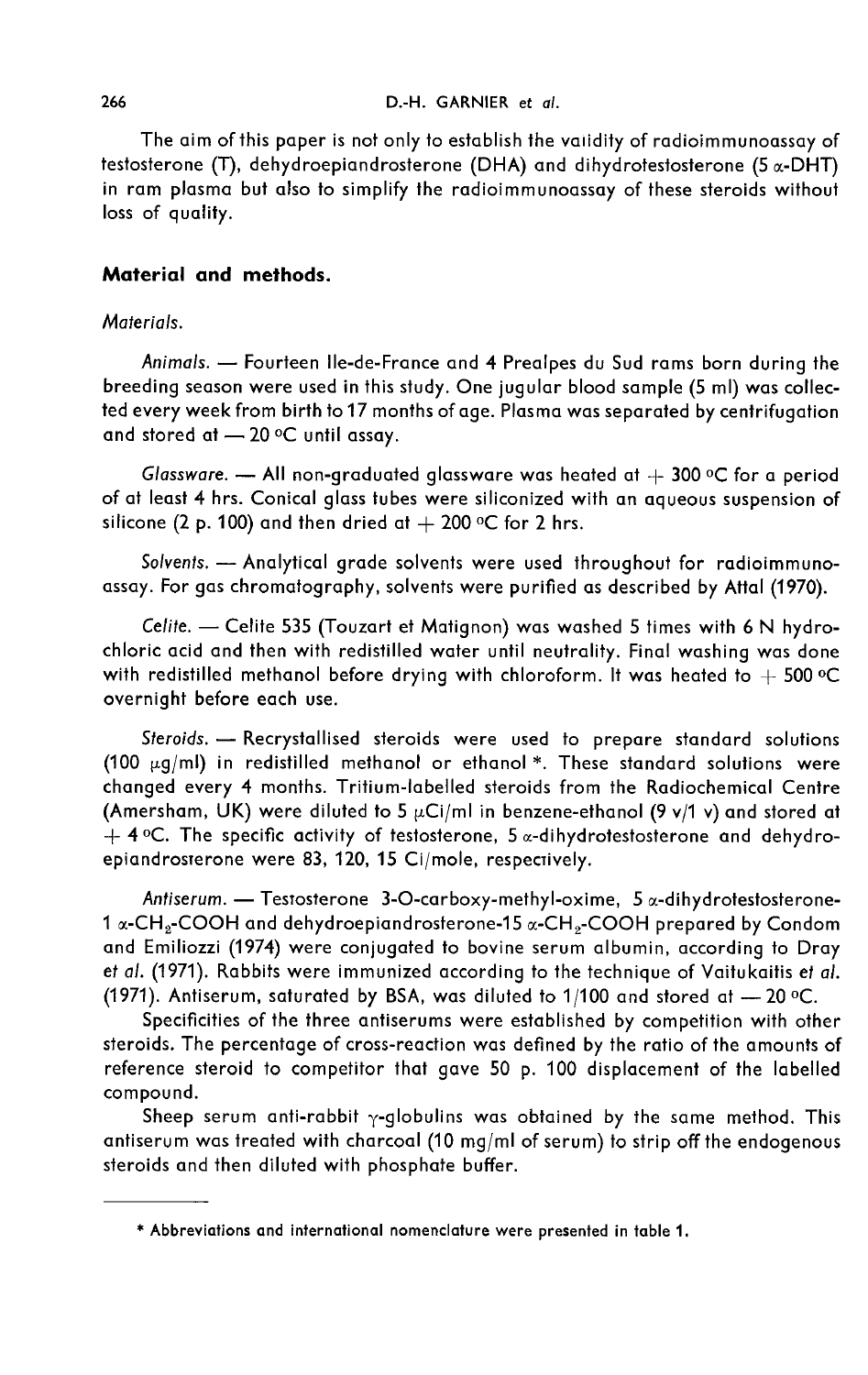The aim of this paper is not only to establish the validity of radioimmunoassay of testosterone (T), dehydroepiandrosterone (DHA) and dihydrotestosterone ($5\alpha$-DHT) in ram plasma but also to simplify the radioimmunoassay of these steroids without loss of quality.

## Material and methods.

### *Materials.*

*Animals.* — Fourteen Ile-de-France and 4 Prealpes du Sud rams born during the breeding season were used in this study. One jugular blood sample (5 ml) was collected every week from birth to 17 months of age. Plasma was separated by centrifugation and stored at — 20 °C until assay.

*Glassware.* — All non-graduated glassware was heated at + 300 °C for a period of at least 4 hrs. Conical glass tubes were siliconized with an aqueous suspension of silicone (2 p. 100) and then dried at + 200 °C for 2 hrs.

*Solvents.* — Analytical grade solvents were used throughout for radioimmunoassay. For gas chromatography, solvents were purified as described by Attal (1970).

*Celite.* — Celite 535 (Touzart et Matignon) was washed 5 times with 6 N hydrochloric acid and then with redistilled water until neutrality. Final washing was done with redistilled methanol before drying with chloroform. It was heated to + 500 °C overnight before each use.

*Steroids.* — Recrystallised steroids were used to prepare standard solutions (100 $\mu$g/ml) in redistilled methanol or ethanol *. These standard solutions were changed every 4 months. Tritium-labelled steroids from the Radiochemical Centre (Amersham, UK) were diluted to 5 $\mu$Ci/ml in benzene-ethanol (9 v/1 v) and stored at + 4 °C. The specific activity of testosterone, $5\alpha$-dihydrotestosterone and dehydroepiandrosterone were 83, 120, 15 Ci/mole, respectively.

*Antiserum.* — Testosterone 3-O-carboxy-methyl-oxime, $5\alpha$-dihydrotestosterone-$1\alpha$-$CH_2$-COOH and dehydroepiandrosterone-$15\alpha$-$CH_2$-COOH prepared by Condom and Emiliozzi (1974) were conjugated to bovine serum albumin, according to Dray *et al.* (1971). Rabbits were immunized according to the technique of Vaitukaitis *et al.* (1971). Antiserum, saturated by BSA, was diluted to 1/100 and stored at — 20 °C.

Specificities of the three antiserums were established by competition with other steroids. The percentage of cross-reaction was defined by the ratio of the amounts of reference steroid to competitor that gave 50 p. 100 displacement of the labelled compound.

Sheep serum anti-rabbit $\gamma$-globulins was obtained by the same method. This antiserum was treated with charcoal (10 mg/ml of serum) to strip off the endogenous steroids and then diluted with phosphate buffer.

---

* Abbreviations and international nomenclature were presented in table 1.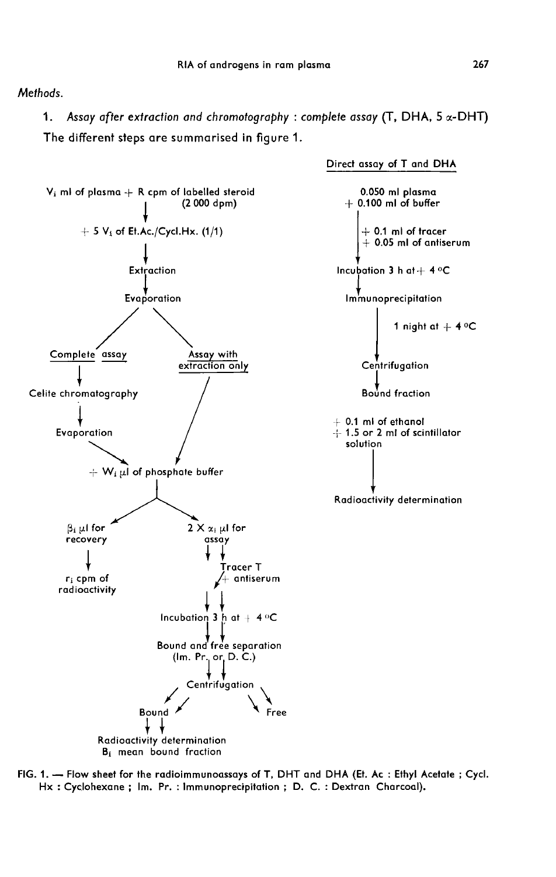*Methods.*

1. *Assay after extraction and chromotography : complete assay* (T, DHA, 5 α-DHT)

The different steps are summarised in figure 1.

$V_i$ ml of plasma + R cpm of labelled steroid (2 000 dpm)
↓
+ 5 $V_i$ of Et.Ac./Cycl.Hx. (1/1)
↓
Extraction
↓
Evaporation

Complete assay → Celite chromatography → Evaporation

Assay with extraction only

+ $W_i$ μl of phosphate buffer

$\beta_i$ μl for recovery → $r_i$ cpm of radioactivity

2 X $\alpha_i$ μl for assay
↓
Tracer T + antiserum
↓
Incubation 3 h at + 4 °C
↓
Bound and free separation (Im. Pr. or D. C.)
↓
Centrifugation → Bound / Free
↓
Radioactivity determination
$B_i$ mean bound fraction

Direct assay of T and DHA

0.050 ml plasma
+ 0.100 ml of buffer
+ 0.1 ml of tracer
+ 0.05 ml of antiserum
↓
Incubation 3 h at + 4 °C
↓
Immunoprecipitation
↓ 1 night at + 4 °C
Centrifugation
↓
Bound fraction
+ 0.1 ml of ethanol
+ 1.5 or 2 ml of scintillator solution
↓
Radioactivity determination

FIG. 1. — Flow sheet for the radioimmunoassays of T, DHT and DHA (Et. Ac : Ethyl Acetate ; Cycl. Hx : Cyclohexane ; Im. Pr. : Immunoprecipitation ; D. C. : Dextran Charcoal).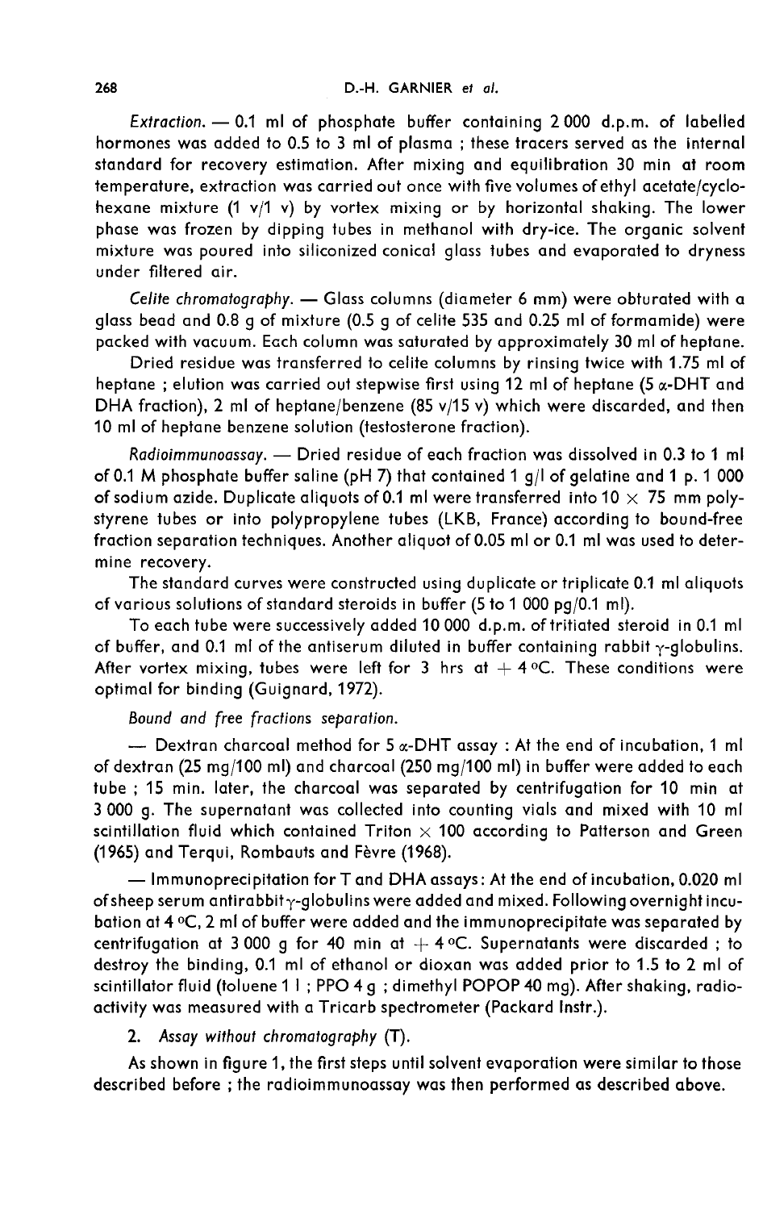*Extraction.* — 0.1 ml of phosphate buffer containing 2 000 d.p.m. of labelled hormones was added to 0.5 to 3 ml of plasma ; these tracers served as the internal standard for recovery estimation. After mixing and equilibration 30 min at room temperature, extraction was carried out once with five volumes of ethyl acetate/cyclohexane mixture (1 v/1 v) by vortex mixing or by horizontal shaking. The lower phase was frozen by dipping tubes in methanol with dry-ice. The organic solvent mixture was poured into siliconized conical glass tubes and evaporated to dryness under filtered air.

*Celite chromatography.* — Glass columns (diameter 6 mm) were obturated with a glass bead and 0.8 g of mixture (0.5 g of celite 535 and 0.25 ml of formamide) were packed with vacuum. Each column was saturated by approximately 30 ml of heptane.

Dried residue was transferred to celite columns by rinsing twice with 1.75 ml of heptane ; elution was carried out stepwise first using 12 ml of heptane (5 $\alpha$-DHT and DHA fraction), 2 ml of heptane/benzene (85 v/15 v) which were discarded, and then 10 ml of heptane benzene solution (testosterone fraction).

*Radioimmunoassay.* — Dried residue of each fraction was dissolved in 0.3 to 1 ml of 0.1 M phosphate buffer saline (pH 7) that contained 1 g/l of gelatine and 1 p. 1 000 of sodium azide. Duplicate aliquots of 0.1 ml were transferred into 10 $\times$ 75 mm polystyrene tubes or into polypropylene tubes (LKB, France) according to bound-free fraction separation techniques. Another aliquot of 0.05 ml or 0.1 ml was used to determine recovery.

The standard curves were constructed using duplicate or triplicate 0.1 ml aliquots of various solutions of standard steroids in buffer (5 to 1 000 pg/0.1 ml).

To each tube were successively added 10 000 d.p.m. of tritiated steroid in 0.1 ml of buffer, and 0.1 ml of the antiserum diluted in buffer containing rabbit $\gamma$-globulins. After vortex mixing, tubes were left for 3 hrs at + 4 °C. These conditions were optimal for binding (Guignard, 1972).

*Bound and free fractions separation.*

— Dextran charcoal method for 5 $\alpha$-DHT assay : At the end of incubation, 1 ml of dextran (25 mg/100 ml) and charcoal (250 mg/100 ml) in buffer were added to each tube ; 15 min. later, the charcoal was separated by centrifugation for 10 min at 3 000 g. The supernatant was collected into counting vials and mixed with 10 ml scintillation fluid which contained Triton $\times$ 100 according to Patterson and Green (1965) and Terqui, Rombauts and Fèvre (1968).

— Immunoprecipitation for T and DHA assays: At the end of incubation, 0.020 ml of sheep serum antirabbit $\gamma$-globulins were added and mixed. Following overnight incubation at 4 °C, 2 ml of buffer were added and the immunoprecipitate was separated by centrifugation at 3 000 g for 40 min at + 4 °C. Supernatants were discarded ; to destroy the binding, 0.1 ml of ethanol or dioxan was added prior to 1.5 to 2 ml of scintillator fluid (toluene 1 l ; PPO 4 g ; dimethyl POPOP 40 mg). After shaking, radioactivity was measured with a Tricarb spectrometer (Packard Instr.).

2. *Assay without chromatography* (T).

As shown in figure 1, the first steps until solvent evaporation were similar to those described before ; the radioimmunoassay was then performed as described above.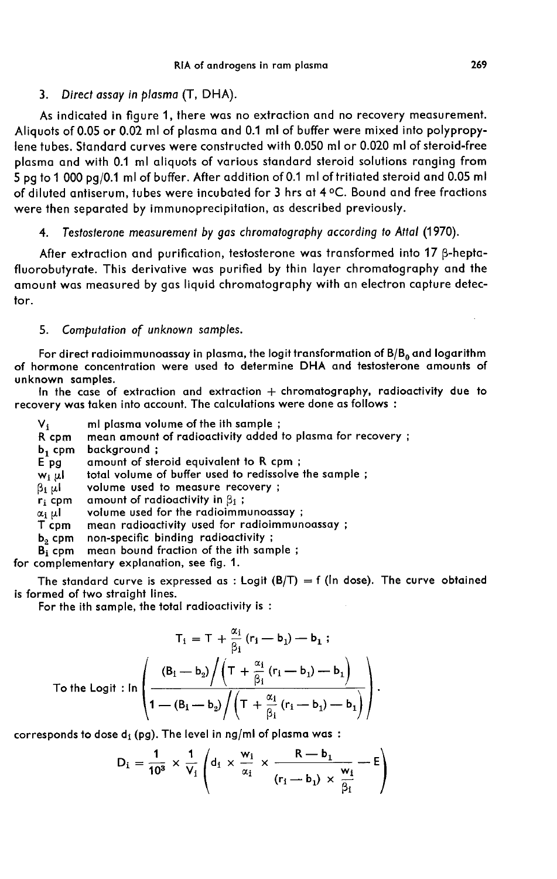3. *Direct assay in plasma* (T, DHA).

As indicated in figure 1, there was no extraction and no recovery measurement. Aliquots of 0.05 or 0.02 ml of plasma and 0.1 ml of buffer were mixed into polypropylene tubes. Standard curves were constructed with 0.050 ml or 0.020 ml of steroid-free plasma and with 0.1 ml aliquots of various standard steroid solutions ranging from 5 pg to 1 000 pg/0.1 ml of buffer. After addition of 0.1 ml of tritiated steroid and 0.05 ml of diluted antiserum, tubes were incubated for 3 hrs at 4 °C. Bound and free fractions were then separated by immunoprecipitation, as described previously.

4. *Testosterone measurement by gas chromatography according to Attal* (1970).

After extraction and purification, testosterone was transformed into 17 β-heptafluorobutyrate. This derivative was purified by thin layer chromatography and the amount was measured by gas liquid chromatography with an electron capture detector.

5. *Computation of unknown samples.*

For direct radioimmunoassay in plasma, the logit transformation of $B/B_0$ and logarithm of hormone concentration were used to determine DHA and testosterone amounts of unknown samples.

In the case of extraction and extraction + chromatography, radioactivity due to recovery was taken into account. The calculations were done as follows :

- $V_i$ — ml plasma volume of the ith sample ;
- $R$ cpm — mean amount of radioactivity added to plasma for recovery ;
- $b_1$ cpm — background ;
- $E$ pg — amount of steroid equivalent to R cpm ;
- $w_i$ µl — total volume of buffer used to redissolve the sample ;
- $\beta_i$ µl — volume used to measure recovery ;
- $r_i$ cpm — amount of radioactivity in $\beta_i$ ;
- $\alpha_i$ µl — volume used for the radioimmunoassay ;
- $T$ cpm — mean radioactivity used for radioimmunoassay ;
- $b_2$ cpm — non-specific binding radioactivity ;
- $B_i$ cpm — mean bound fraction of the ith sample ;

for complementary explanation, see fig. 1.

The standard curve is expressed as : Logit (B/T) = f (ln dose). The curve obtained is formed of two straight lines.

For the ith sample, the total radioactivity is :

$$T_i = T + \frac{\alpha_i}{\beta_i}(r_i - b_1) - b_1 \;;$$

To the Logit :

$$\ln\left(\frac{(B_i - b_2)\Big/\left(T + \frac{\alpha_i}{\beta_i}(r_i - b_1) - b_1\right)}{1 - (B_i - b_2)\Big/\left(T + \frac{\alpha_i}{\beta_i}(r_i - b_1) - b_1\right)}\right).$$

corresponds to dose $d_i$ (pg). The level in ng/ml of plasma was :

$$D_i = \frac{1}{10^3} \times \frac{1}{V_i}\left(d_i \times \frac{w_i}{\alpha_i} \times \frac{R - b_1}{(r_i - b_1) \times \frac{w_i}{\beta_i}} - E\right)$$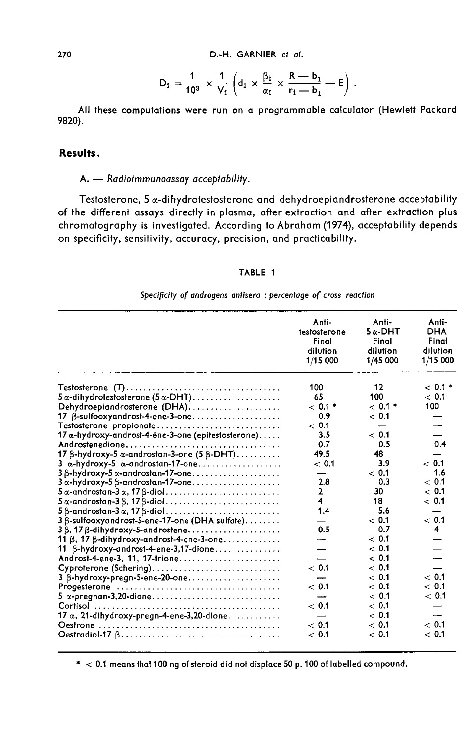$$D_i = \frac{1}{10^3} \times \frac{1}{V_i} \left( d_i \times \frac{\beta_i}{\alpha_i} \times \frac{R - b_1}{r_i - b_1} - E \right).$$

All these computations were run on a programmable calculator (Hewlett Packard 9820).

## Results.

### A. — *Radioimmunoassay acceptability.*

Testosterone, 5 α-dihydrotestosterone and dehydroepiandrosterone acceptability of the different assays directly in plasma, after extraction and after extraction plus chromatography is investigated. According to Abraham (1974), acceptability depends on specificity, sensitivity, accuracy, precision, and practicability.

TABLE 1

*Specificity of androgens antisera : percentage of cross reaction*

| | Anti-testosterone Final dilution 1/15 000 | Anti-5 α-DHT Final dilution 1/45 000 | Anti-DHA Final dilution 1/15 000 |
|---|---|---|---|
| Testosterone (T) | 100 | 12 | < 0.1 * |
| 5 α-dihydrotestosterone (5 α-DHT) | 65 | 100 | < 0.1 |
| Dehydroepiandrosterone (DHA) | < 0.1 * | < 0.1 * | 100 |
| 17 β-sulfooxyandrost-4-ene-3-one | 0.9 | < 0.1 | — |
| Testosterone propionate | < 0.1 | — | — |
| 17 α-hydroxy-androst-4-éne-3-one (epitestosterone) | 3.5 | < 0.1 | — |
| Androstenedione | 0.7 | 0.5 | 0.4 |
| 17 β-hydroxy-5 α-androstan-3-one (5 β-DHT) | 49.5 | 48 | — |
| 3 α-hydroxy-5 α-androstan-17-one | < 0.1 | 3.9 | < 0.1 |
| 3 β-hydroxy-5 α-androstan-17-one | — | < 0.1 | 1.6 |
| 3 α-hydroxy-5 β-androstan-17-one | 2.8 | 0.3 | < 0.1 |
| 5 α-androstan-3 α, 17 β-diol | 2 | 30 | < 0.1 |
| 5 α-androstan-3 β, 17 β-diol | 4 | 18 | < 0.1 |
| 5 β-androstan-3 α, 17 β-diol | 1.4 | 5.6 | — |
| 3 β-sulfooxyandrost-5-ene-17-one (DHA sulfate) | — | < 0.1 | < 0.1 |
| 3 β, 17 β-dihydroxy-5-androstene | 0.5 | 0.7 | 4 |
| 11 β, 17 β-dihydroxy-androst-4-ene-3-one | — | < 0.1 | — |
| 11 β-hydroxy-androst-4-ene-3,17-dione | — | < 0.1 | — |
| Androst-4-ene-3, 11, 17-trione | — | < 0.1 | — |
| Cyproterone (Schering) | < 0.1 | < 0.1 | — |
| 3 β-hydroxy-pregn-5-ene-20-one | — | < 0.1 | < 0.1 |
| Progesterone | < 0.1 | < 0.1 | < 0.1 |
| 5 α-pregnan-3,20-dione | — | < 0.1 | < 0.1 |
| Cortisol | < 0.1 | < 0.1 | — |
| 17 α, 21-dihydroxy-pregn-4-ene-3,20-dione | — | < 0.1 | — |
| Oestrone | < 0.1 | < 0.1 | < 0.1 |
| Oestradiol-17 β | < 0.1 | < 0.1 | < 0.1 |

\* < 0.1 means that 100 ng of steroid did not displace 50 p. 100 of labelled compound.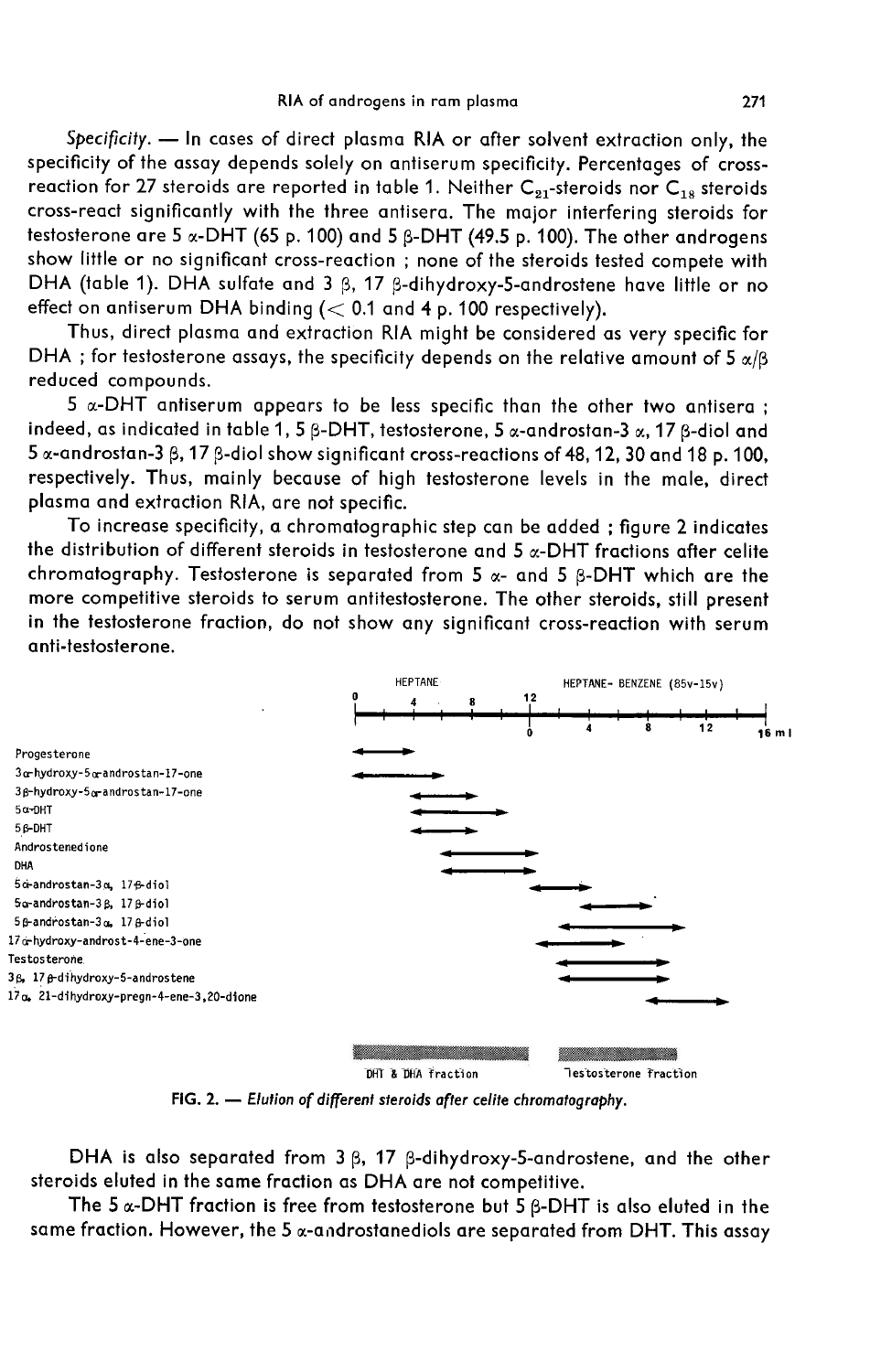*Specificity.* — In cases of direct plasma RIA or after solvent extraction only, the specificity of the assay depends solely on antiserum specificity. Percentages of cross-reaction for 27 steroids are reported in table 1. Neither $C_{21}$-steroids nor $C_{18}$ steroids cross-react significantly with the three antisera. The major interfering steroids for testosterone are 5 α-DHT (65 p. 100) and 5 β-DHT (49.5 p. 100). The other androgens show little or no significant cross-reaction ; none of the steroids tested compete with DHA (table 1). DHA sulfate and 3 β, 17 β-dihydroxy-5-androstene have little or no effect on antiserum DHA binding (< 0.1 and 4 p. 100 respectively).

Thus, direct plasma and extraction RIA might be considered as very specific for DHA ; for testosterone assays, the specificity depends on the relative amount of 5 α/β reduced compounds.

5 α-DHT antiserum appears to be less specific than the other two antisera ; indeed, as indicated in table 1, 5 β-DHT, testosterone, 5 α-androstan-3 α, 17 β-diol and 5 α-androstan-3 β, 17 β-diol show significant cross-reactions of 48, 12, 30 and 18 p. 100, respectively. Thus, mainly because of high testosterone levels in the male, direct plasma and extraction RIA, are not specific.

To increase specificity, a chromatographic step can be added ; figure 2 indicates the distribution of different steroids in testosterone and 5 α-DHT fractions after celite chromatography. Testosterone is separated from 5 α- and 5 β-DHT which are the more competitive steroids to serum antitestosterone. The other steroids, still present in the testosterone fraction, do not show any significant cross-reaction with serum anti-testosterone.

FIG. 2. — *Elution of different steroids after celite chromatography.*

DHA is also separated from 3 β, 17 β-dihydroxy-5-androstene, and the other steroids eluted in the same fraction as DHA are not competitive.

The 5 α-DHT fraction is free from testosterone but 5 β-DHT is also eluted in the same fraction. However, the 5 α-androstanediols are separated from DHT. This assay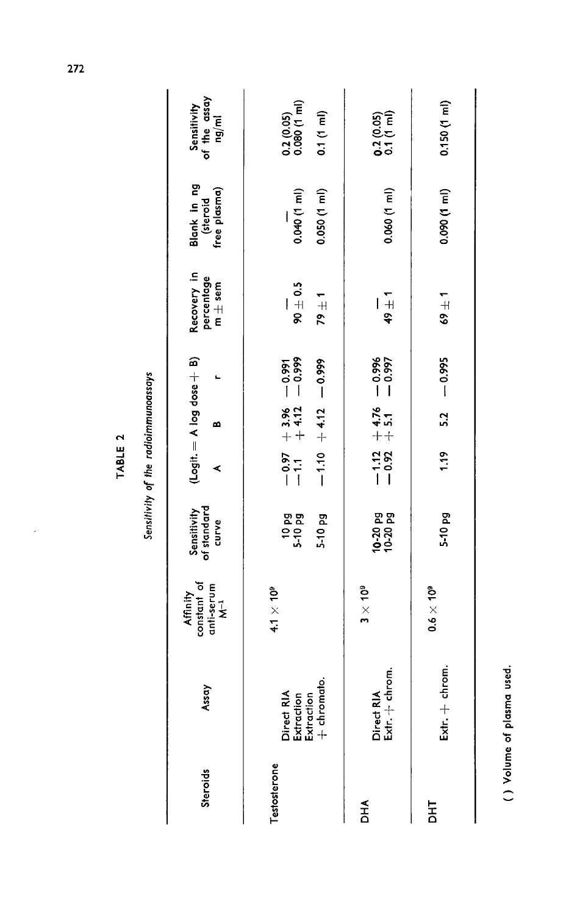## TABLE 2

*Sensitivity of the radioimmunoassays*

| Steroids | Assay | Affinity constant of anti-serum $M^{-1}$ | Sensitivity of standard curve | (Logit. = A log dose + B) A | B | r | Recovery in percentage m ± sem | Blank in ng (steroid free plasma) | Sensitivity of the assay ng/ml |
|---|---|---|---|---|---|---|---|---|---|
| Testosterone | | $4.1 \times 10^{9}$ | | | | | | | |
| | Direct RIA | | 10 pg | − 0.97 | + 3.96 | − 0.991 | — | — | 0.2 (0.05) |
| | Extraction | | 5-10 pg | − 1.1 | + 4.12 | − 0.999 | 90 ± 0.5 | 0.040 (1 ml) | 0.080 (1 ml) |
| | Extraction + chromato. | | 5-10 pg | − 1.10 | + 4.12 | − 0.999 | 79 ± 1 | 0.050 (1 ml) | 0.1 (1 ml) |
| DHA | | $3 \times 10^{9}$ | | | | | | | |
| | Direct RIA | | 10-20 pg | − 1.12 | + 4.76 | − 0.996 | — | | 0.2 (0.05) |
| | Extr. + chrom. | | 10-20 pg | − 0.92 | + 5.1 | − 0.997 | 49 ± 1 | 0.060 (1 ml) | 0.1 (1 ml) |
| DHT | Extr. + chrom. | $0.6 \times 10^{9}$ | 5-10 pg | 1.19 | 5.2 | − 0.995 | 69 ± 1 | 0.090 (1 ml) | 0.150 (1 ml) |

( ) Volume of plasma used.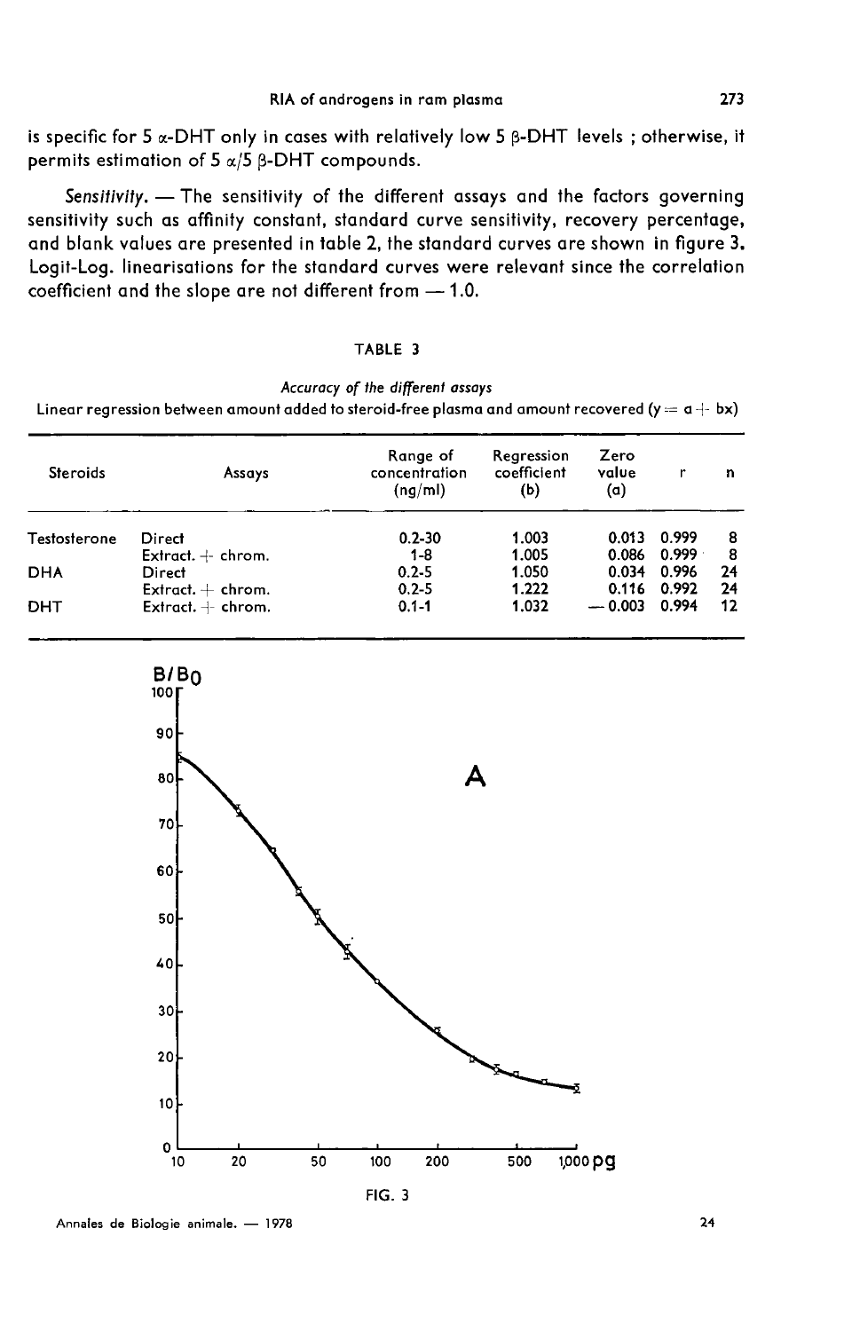is specific for 5 α-DHT only in cases with relatively low 5 β-DHT levels ; otherwise, it permits estimation of 5 α/5 β-DHT compounds.

*Sensitivity.* — The sensitivity of the different assays and the factors governing sensitivity such as affinity constant, standard curve sensitivity, recovery percentage, and blank values are presented in table 2, the standard curves are shown in figure 3. Logit-Log. linearisations for the standard curves were relevant since the correlation coefficient and the slope are not different from — 1.0.

TABLE 3

*Accuracy of the different assays*

Linear regression between amount added to steroid-free plasma and amount recovered ($y = a + bx$)

| Steroids | Assays | Range of concentration (ng/ml) | Regression coefficient (b) | Zero value (a) | r | n |
|---|---|---|---|---|---|---|
| Testosterone | Direct | 0.2-30 | 1.003 | 0.013 | 0.999 | 8 |
| | Extract. + chrom. | 1-8 | 1.005 | 0.086 | 0.999 | 8 |
| DHA | Direct | 0.2-5 | 1.050 | 0.034 | 0.996 | 24 |
| | Extract. + chrom. | 0.2-5 | 1.222 | 0.116 | 0.992 | 24 |
| DHT | Extract. + chrom. | 0.1-1 | 1.032 | — 0.003 | 0.994 | 12 |

FIG. 3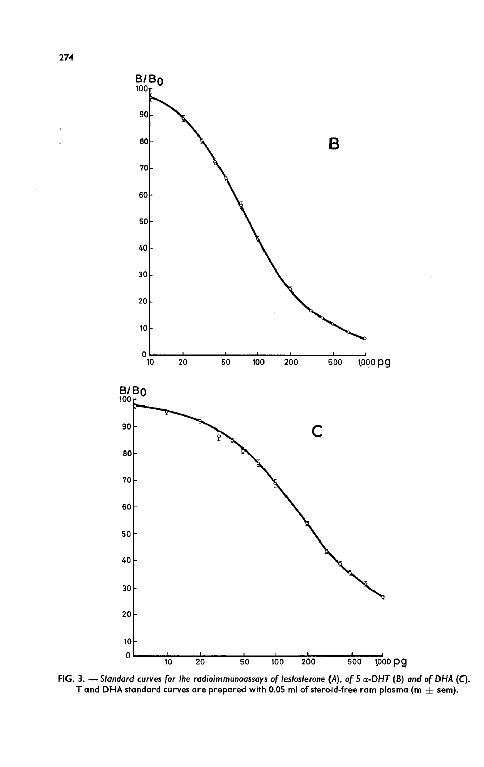FIG. 3. — *Standard curves for the radioimmunoassays of testosterone (A), of 5 α-DHT (B) and of DHA (C).* T and DHA standard curves are prepared with 0.05 ml of steroid-free ram plasma (m ± sem).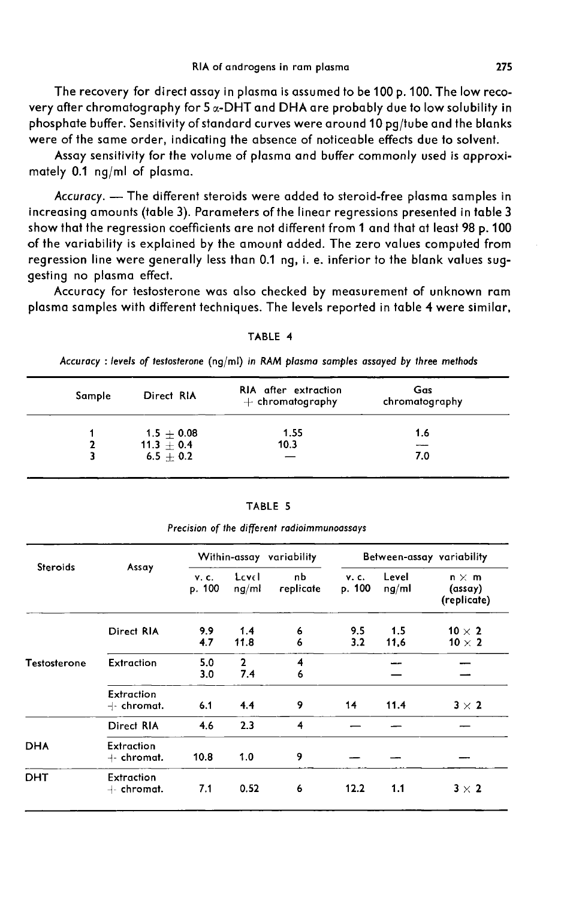The recovery for direct assay in plasma is assumed to be 100 p. 100. The low recovery after chromatography for 5 $\alpha$-DHT and DHA are probably due to low solubility in phosphate buffer. Sensitivity of standard curves were around 10 pg/tube and the blanks were of the same order, indicating the absence of noticeable effects due to solvent.

Assay sensitivity for the volume of plasma and buffer commonly used is approximately 0.1 ng/ml of plasma.

*Accuracy.* — The different steroids were added to steroid-free plasma samples in increasing amounts (table 3). Parameters of the linear regressions presented in table 3 show that the regression coefficients are not different from 1 and that at least 98 p. 100 of the variability is explained by the amount added. The zero values computed from regression line were generally less than 0.1 ng, i. e. inferior to the blank values suggesting no plasma effect.

Accuracy for testosterone was also checked by measurement of unknown ram plasma samples with different techniques. The levels reported in table 4 were similar,

TABLE 4

*Accuracy : levels of testosterone (ng/ml) in RAM plasma samples assayed by three methods*

| Sample | Direct RIA | RIA after extraction + chromatography | Gas chromatography |
|---|---|---|---|
| 1 | 1.5 ± 0.08 | 1.55 | 1.6 |
| 2 | 11.3 ± 0.4 | 10.3 | — |
| 3 | 6.5 ± 0.2 | — | 7.0 |

TABLE 5

*Precision of the different radioimmunoassays*

| Steroids | Assay | Within-assay variability | | | Between-assay variability | | |
|---|---|---|---|---|---|---|---|
| | | v. c. p. 100 | Level ng/ml | nb replicate | v. c. p. 100 | Level ng/ml | n × m (assay) (replicate) |
| Testosterone | Direct RIA | 9.9 | 1.4 | 6 | 9.5 | 1.5 | 10 × 2 |
| | | 4.7 | 11.8 | 6 | 3.2 | 11,6 | 10 × 2 |
| | Extraction | 5.0 | 2 | 4 | | — | — |
| | | 3.0 | 7.4 | 6 | | — | — |
| | Extraction + chromat. | 6.1 | 4.4 | 9 | 14 | 11.4 | 3 × 2 |
| DHA | Direct RIA | 4.6 | 2.3 | 4 | — | — | — |
| | Extraction + chromat. | 10.8 | 1.0 | 9 | — | — | — |
| DHT | Extraction + chromat. | 7.1 | 0.52 | 6 | 12.2 | 1.1 | 3 × 2 |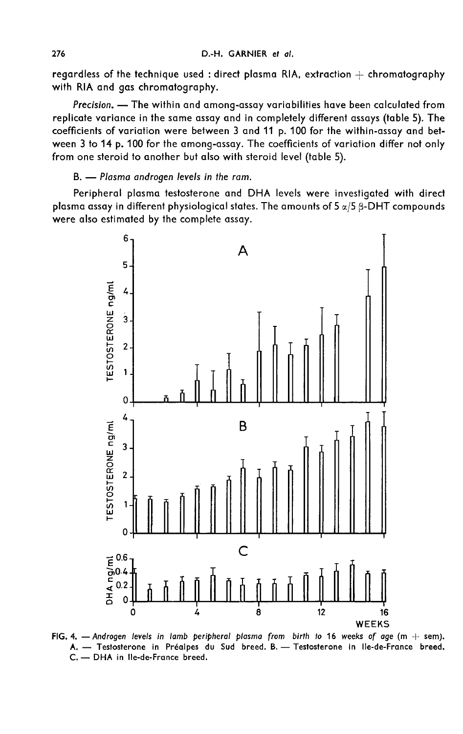regardless of the technique used : direct plasma RIA, extraction + chromatography with RIA and gas chromatography.

*Precision.* — The within and among-assay variabilities have been calculated from replicate variance in the same assay and in completely different assays (table 5). The coefficients of variation were between 3 and 11 p. 100 for the within-assay and between 3 to 14 p. 100 for the among-assay. The coefficients of variation differ not only from one steroid to another but also with steroid level (table 5).

B. — *Plasma androgen levels in the ram.*

Peripheral plasma testosterone and DHA levels were investigated with direct plasma assay in different physiological states. The amounts of 5 α/5 β-DHT compounds were also estimated by the complete assay.

FIG. 4. — *Androgen levels in lamb peripheral plasma from birth to 16 weeks of age (m + sem).* A. — Testosterone in Préalpes du Sud breed. B. — Testosterone in Ile-de-France breed. C. — DHA in Ile-de-France breed.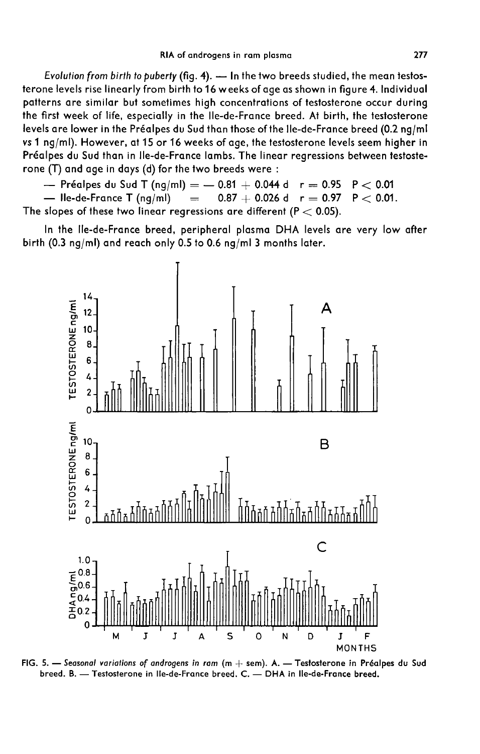*Evolution from birth to puberty* (fig. 4). — In the two breeds studied, the mean testosterone levels rise linearly from birth to 16 weeks of age as shown in figure 4. Individual patterns are similar but sometimes high concentrations of testosterone occur during the first week of life, especially in the Ile-de-France breed. At birth, the testosterone levels are lower in the Préalpes du Sud than those of the Ile-de-France breed (0.2 ng/ml *vs* 1 ng/ml). However, at 15 or 16 weeks of age, the testosterone levels seem higher in Préalpes du Sud than in Ile-de-France lambs. The linear regressions between testosterone (T) and age in days (d) for the two breeds were :

— Préalpes du Sud T (ng/ml) $= -0.81 + 0.044$ d $r = 0.95$ $P < 0.01$

— Ile-de-France T (ng/ml) $= 0.87 + 0.026$ d $r = 0.97$ $P < 0.01$.

The slopes of these two linear regressions are different ($P < 0.05$).

In the Ile-de-France breed, peripheral plasma DHA levels are very low after birth (0.3 ng/ml) and reach only 0.5 to 0.6 ng/ml 3 months later.

FIG. 5. — *Seasonal variations of androgens in ram* (m + sem). A. — Testosterone in Préalpes du Sud breed. B. — Testosterone in Ile-de-France breed. C. — DHA in Ile-de-France breed.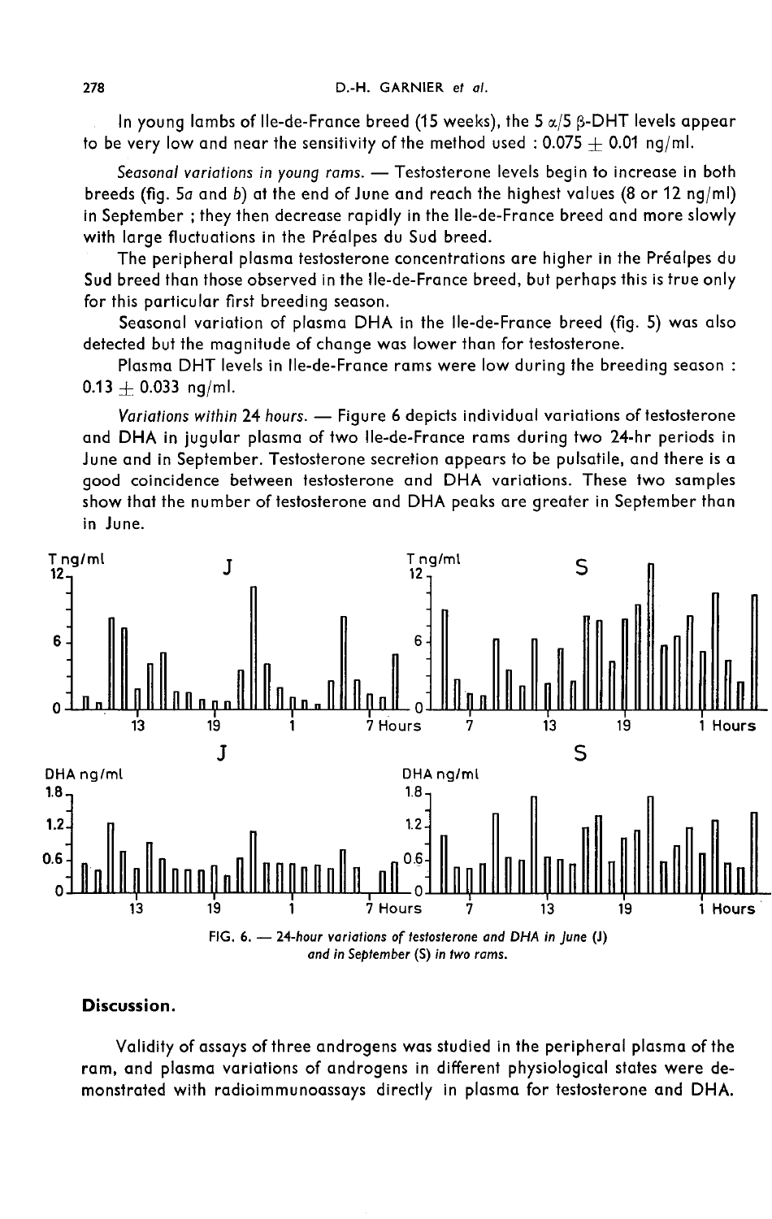In young lambs of Ile-de-France breed (15 weeks), the 5 $\alpha$/5 $\beta$-DHT levels appear to be very low and near the sensitivity of the method used : $0.075 \pm 0.01$ ng/ml.

*Seasonal variations in young rams.* — Testosterone levels begin to increase in both breeds (fig. 5*a* and *b*) at the end of June and reach the highest values (8 or 12 ng/ml) in September ; they then decrease rapidly in the Ile-de-France breed and more slowly with large fluctuations in the Préalpes du Sud breed.

The peripheral plasma testosterone concentrations are higher in the Préalpes du Sud breed than those observed in the Ile-de-France breed, but perhaps this is true only for this particular first breeding season.

Seasonal variation of plasma DHA in the Ile-de-France breed (fig. 5) was also detected but the magnitude of change was lower than for testosterone.

Plasma DHT levels in Ile-de-France rams were low during the breeding season : $0.13 \pm 0.033$ ng/ml.

*Variations within 24 hours.* — Figure 6 depicts individual variations of testosterone and DHA in jugular plasma of two Ile-de-France rams during two 24-hr periods in June and in September. Testosterone secretion appears to be pulsatile, and there is a good coincidence between testosterone and DHA variations. These two samples show that the number of testosterone and DHA peaks are greater in September than in June.

FIG. 6. — *24-hour variations of testosterone and DHA in June (J) and in September (S) in two rams.*

## Discussion.

Validity of assays of three androgens was studied in the peripheral plasma of the ram, and plasma variations of androgens in different physiological states were demonstrated with radioimmunoassays directly in plasma for testosterone and DHA.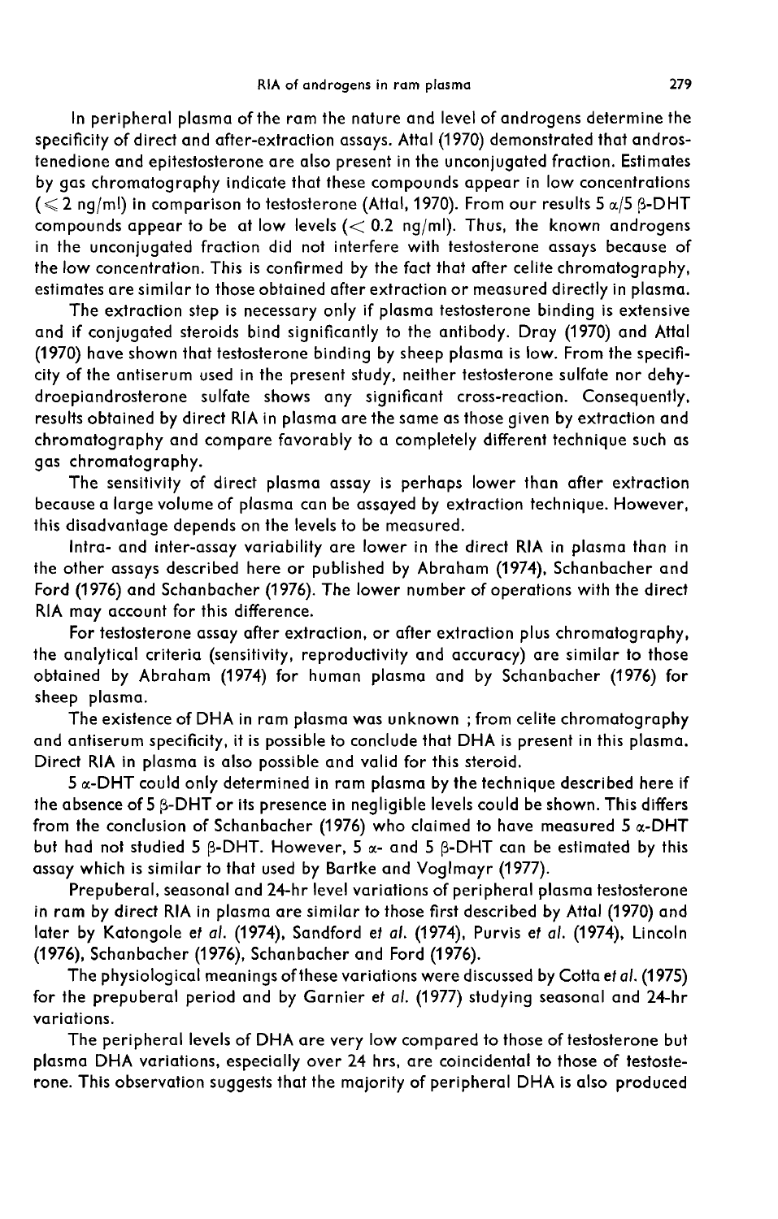In peripheral plasma of the ram the nature and level of androgens determine the specificity of direct and after-extraction assays. Attal (1970) demonstrated that androstenedione and epitestosterone are also present in the unconjugated fraction. Estimates by gas chromatography indicate that these compounds appear in low concentrations ($\leqslant 2$ ng/ml) in comparison to testosterone (Attal, 1970). From our results 5 $\alpha$/5 $\beta$-DHT compounds appear to be at low levels ($< 0.2$ ng/ml). Thus, the known androgens in the unconjugated fraction did not interfere with testosterone assays because of the low concentration. This is confirmed by the fact that after celite chromatography, estimates are similar to those obtained after extraction or measured directly in plasma.

The extraction step is necessary only if plasma testosterone binding is extensive and if conjugated steroids bind significantly to the antibody. Dray (1970) and Attal (1970) have shown that testosterone binding by sheep plasma is low. From the specificity of the antiserum used in the present study, neither testosterone sulfate nor dehydroepiandrosterone sulfate shows any significant cross-reaction. Consequently, results obtained by direct RIA in plasma are the same as those given by extraction and chromatography and compare favorably to a completely different technique such as gas chromatography.

The sensitivity of direct plasma assay is perhaps lower than after extraction because a large volume of plasma can be assayed by extraction technique. However, this disadvantage depends on the levels to be measured.

Intra- and inter-assay variability are lower in the direct RIA in plasma than in the other assays described here or published by Abraham (1974), Schanbacher and Ford (1976) and Schanbacher (1976). The lower number of operations with the direct RIA may account for this difference.

For testosterone assay after extraction, or after extraction plus chromatography, the analytical criteria (sensitivity, reproductivity and accuracy) are similar to those obtained by Abraham (1974) for human plasma and by Schanbacher (1976) for sheep plasma.

The existence of DHA in ram plasma was unknown ; from celite chromatography and antiserum specificity, it is possible to conclude that DHA is present in this plasma. Direct RIA in plasma is also possible and valid for this steroid.

5 $\alpha$-DHT could only determined in ram plasma by the technique described here if the absence of 5 $\beta$-DHT or its presence in negligible levels could be shown. This differs from the conclusion of Schanbacher (1976) who claimed to have measured 5 $\alpha$-DHT but had not studied 5 $\beta$-DHT. However, 5 $\alpha$- and 5 $\beta$-DHT can be estimated by this assay which is similar to that used by Bartke and Voglmayr (1977).

Prepuberal, seasonal and 24-hr level variations of peripheral plasma testosterone in ram by direct RIA in plasma are similar to those first described by Attal (1970) and later by Katongole *et al.* (1974), Sandford *et al.* (1974), Purvis *et al.* (1974), Lincoln (1976), Schanbacher (1976), Schanbacher and Ford (1976).

The physiological meanings of these variations were discussed by Cotta *et al.* (1975) for the prepuberal period and by Garnier *et al.* (1977) studying seasonal and 24-hr variations.

The peripheral levels of DHA are very low compared to those of testosterone but plasma DHA variations, especially over 24 hrs, are coincidental to those of testosterone. This observation suggests that the majority of peripheral DHA is also produced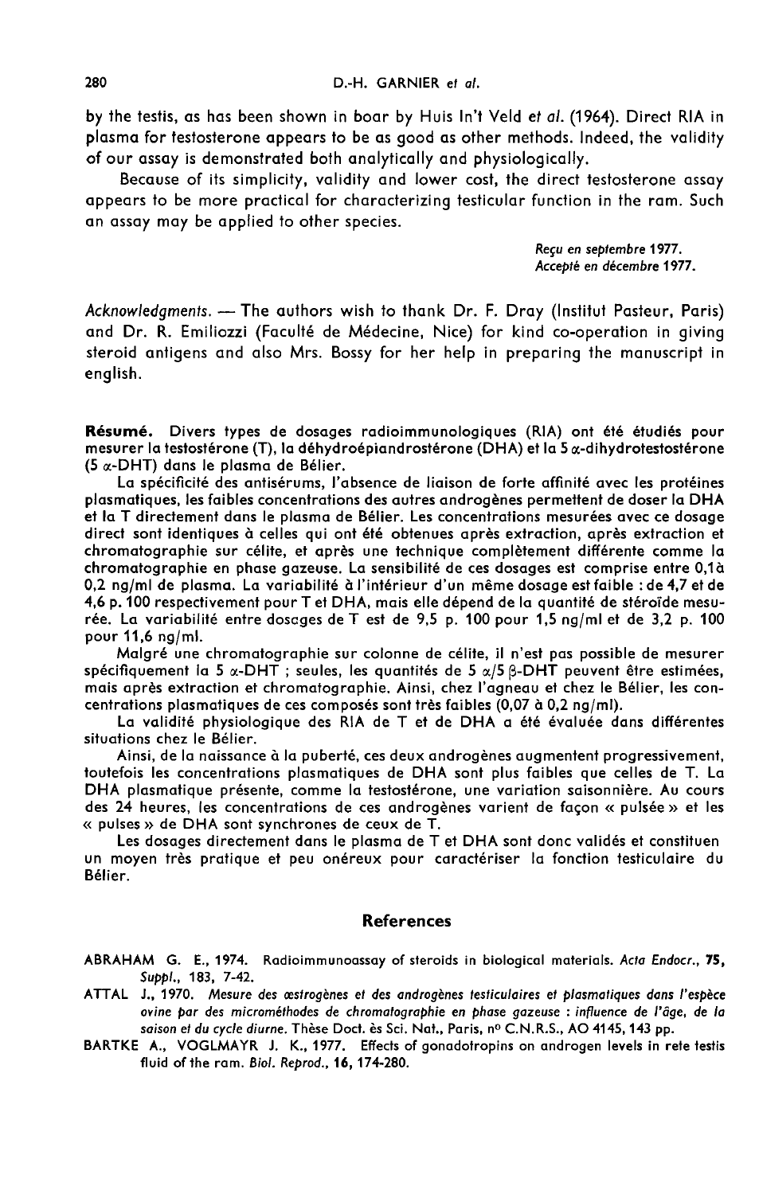by the testis, as has been shown in boar by Huis In't Veld *et al.* (1964). Direct RIA in plasma for testosterone appears to be as good as other methods. Indeed, the validity of our assay is demonstrated both analytically and physiologically.

Because of its simplicity, validity and lower cost, the direct testosterone assay appears to be more practical for characterizing testicular function in the ram. Such an assay may be applied to other species.

*Reçu en septembre 1977.*
*Accepté en décembre 1977.*

*Acknowledgments.* — The authors wish to thank Dr. F. Dray (Institut Pasteur, Paris) and Dr. R. Emiliozzi (Faculté de Médecine, Nice) for kind co-operation in giving steroid antigens and also Mrs. Bossy for her help in preparing the manuscript in english.

**Résumé.** Divers types de dosages radioimmunologiques (RIA) ont été étudiés pour mesurer la testostérone (T), la déhydroépiandrostérone (DHA) et la 5 $\alpha$-dihydrotestostérone (5 $\alpha$-DHT) dans le plasma de Bélier.

La spécificité des antisérums, l'absence de liaison de forte affinité avec les protéines plasmatiques, les faibles concentrations des autres androgènes permettent de doser la DHA et la T directement dans le plasma de Bélier. Les concentrations mesurées avec ce dosage direct sont identiques à celles qui ont été obtenues après extraction, après extraction et chromatographie sur célite, et après une technique complètement différente comme la chromatographie en phase gazeuse. La sensibilité de ces dosages est comprise entre 0,1 à 0,2 ng/ml de plasma. La variabilité à l'intérieur d'un même dosage est faible : de 4,7 et de 4,6 p. 100 respectivement pour T et DHA, mais elle dépend de la quantité de stéroïde mesurée. La variabilité entre dosages de T est de 9,5 p. 100 pour 1,5 ng/ml et de 3,2 p. 100 pour 11,6 ng/ml.

Malgré une chromatographie sur colonne de célite, il n'est pas possible de mesurer spécifiquement la 5 $\alpha$-DHT ; seules, les quantités de 5 $\alpha$/5 $\beta$-DHT peuvent être estimées, mais après extraction et chromatographie. Ainsi, chez l'agneau et chez le Bélier, les concentrations plasmatiques de ces composés sont très faibles (0,07 à 0,2 ng/ml).

La validité physiologique des RIA de T et de DHA a été évaluée dans différentes situations chez le Bélier.

Ainsi, de la naissance à la puberté, ces deux androgènes augmentent progressivement, toutefois les concentrations plasmatiques de DHA sont plus faibles que celles de T. La DHA plasmatique présente, comme la testostérone, une variation saisonnière. Au cours des 24 heures, les concentrations de ces androgènes varient de façon « pulsée » et les « pulses » de DHA sont synchrones de ceux de T.

Les dosages directement dans le plasma de T et DHA sont donc validés et constituen un moyen très pratique et peu onéreux pour caractériser la fonction testiculaire du Bélier.

## References

ABRAHAM G. E., 1974. Radioimmunoassay of steroids in biological materials. *Acta Endocr.*, **75**, *Suppl.*, 183, 7-42.

ATTAL J., 1970. *Mesure des œstrogènes et des androgènes testiculaires et plasmatiques dans l'espèce ovine par des microméthodes de chromatographie en phase gazeuse : influence de l'âge, de la saison et du cycle diurne.* Thèse Doct. ès Sci. Nat., Paris, n° C.N.R.S., AO 4145, 143 pp.

BARTKE A., VOGLMAYR J. K., 1977. Effects of gonadotropins on androgen levels in rete testis fluid of the ram. *Biol. Reprod.*, **16**, 174-280.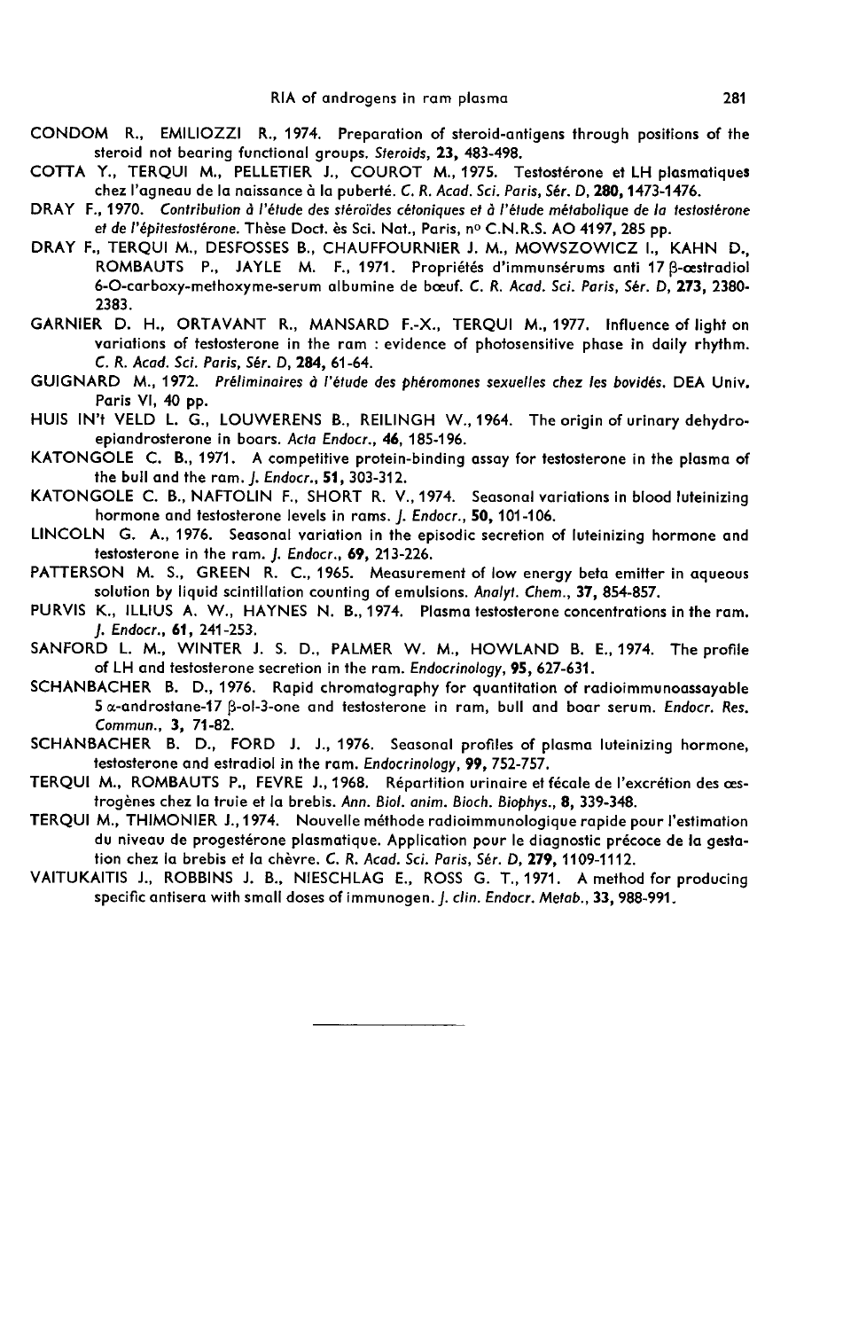CONDOM R., EMILIOZZI R., 1974. Preparation of steroid-antigens through positions of the steroid not bearing functional groups. *Steroids*, **23**, 483-498.

COTTA Y., TERQUI M., PELLETIER J., COUROT M., 1975. Testostérone et LH plasmatiques chez l'agneau de la naissance à la puberté. *C. R. Acad. Sci. Paris, Sér. D*, **280**, 1473-1476.

DRAY F., 1970. *Contribution à l'étude des stéroïdes cétoniques et à l'étude métabolique de la testostérone et de l'épitestostérone.* Thèse Doct. ès Sci. Nat., Paris, n° C.N.R.S. AO 4197, 285 pp.

DRAY F., TERQUI M., DESFOSSES B., CHAUFFOURNIER J. M., MOWSZOWICZ I., KAHN D., ROMBAUTS P., JAYLE M. F., 1971. Propriétés d'immunsérums anti 17 β-œstradiol 6-O-carboxy-methoxyme-serum albumine de bœuf. *C. R. Acad. Sci. Paris, Sér. D*, **273**, 2380-2383.

GARNIER D. H., ORTAVANT R., MANSARD F.-X., TERQUI M., 1977. Influence of light on variations of testosterone in the ram : evidence of photosensitive phase in daily rhythm. *C. R. Acad. Sci. Paris, Sér. D*, **284**, 61-64.

GUIGNARD M., 1972. *Préliminaires à l'étude des phéromones sexuelles chez les bovidés.* DEA Univ. Paris VI, 40 pp.

HUIS IN't VELD L. G., LOUWERENS B., REILINGH W., 1964. The origin of urinary dehydroepiandrosterone in boars. *Acta Endocr.*, **46**, 185-196.

KATONGOLE C. B., 1971. A competitive protein-binding assay for testosterone in the plasma of the bull and the ram. *J. Endocr.*, **51**, 303-312.

KATONGOLE C. B., NAFTOLIN F., SHORT R. V., 1974. Seasonal variations in blood luteinizing hormone and testosterone levels in rams. *J. Endocr.*, **50**, 101-106.

LINCOLN G. A., 1976. Seasonal variation in the episodic secretion of luteinizing hormone and testosterone in the ram. *J. Endocr.*, **69**, 213-226.

PATTERSON M. S., GREEN R. C., 1965. Measurement of low energy beta emitter in aqueous solution by liquid scintillation counting of emulsions. *Analyt. Chem.*, **37**, 854-857.

PURVIS K., ILLIUS A. W., HAYNES N. B., 1974. Plasma testosterone concentrations in the ram. *J. Endocr.*, **61**, 241-253.

SANFORD L. M., WINTER J. S. D., PALMER W. M., HOWLAND B. E., 1974. The profile of LH and testosterone secretion in the ram. *Endocrinology*, **95**, 627-631.

SCHANBACHER B. D., 1976. Rapid chromatography for quantitation of radioimmunoassayable 5 α-androstane-17 β-ol-3-one and testosterone in ram, bull and boar serum. *Endocr. Res. Commun.*, **3**, 71-82.

SCHANBACHER B. D., FORD J. J., 1976. Seasonal profiles of plasma luteinizing hormone, testosterone and estradiol in the ram. *Endocrinology*, **99**, 752-757.

TERQUI M., ROMBAUTS P., FEVRE J., 1968. Répartition urinaire et fécale de l'excrétion des œstrogènes chez la truie et la brebis. *Ann. Biol. anim. Bioch. Biophys.*, **8**, 339-348.

TERQUI M., THIMONIER J., 1974. Nouvelle méthode radioimmunologique rapide pour l'estimation du niveau de progestérone plasmatique. Application pour le diagnostic précoce de la gestation chez la brebis et la chèvre. *C. R. Acad. Sci. Paris, Sér. D*, **279**, 1109-1112.

VAITUKAITIS J., ROBBINS J. B., NIESCHLAG E., ROSS G. T., 1971. A method for producing specific antisera with small doses of immunogen. *J. clin. Endocr. Metab.*, **33**, 988-991.